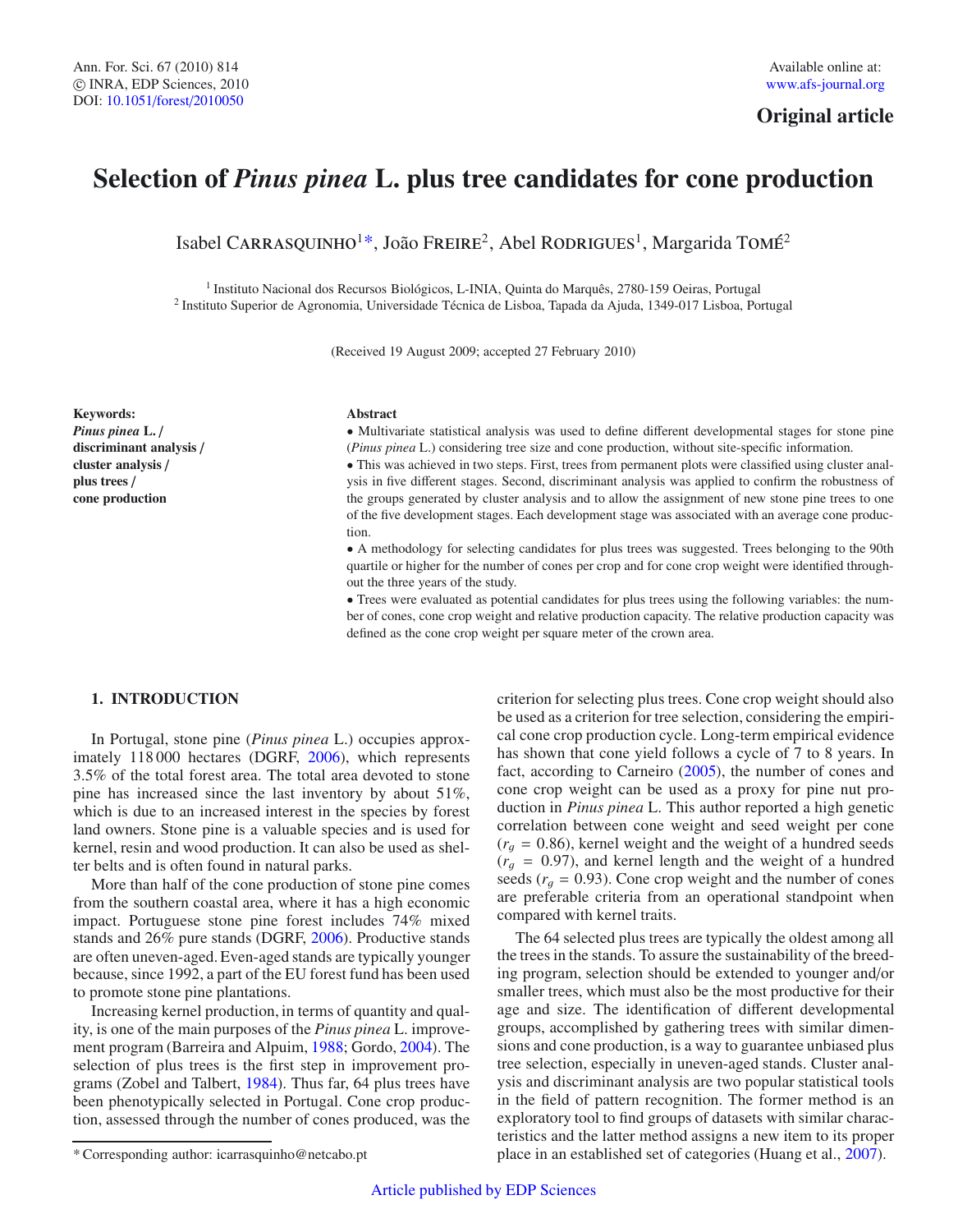Original article

# Selection of *Pinus pinea* L. plus tree candidates for cone production

Isabel Carrasquinho[1*], João Freire[2], Abel Rodrigues[1], Margarida Tomé[2]

[1] Instituto Nacional dos Recursos Biológicos, L-INIA, Quinta do Marquês, 2780-159 Oeiras, Portugal
[2] Instituto Superior de Agronomia, Universidade Técnica de Lisboa, Tapada da Ajuda, 1349-017 Lisboa, Portugal

(Received 19 August 2009; accepted 27 February 2010)

**Keywords:**
***Pinus pinea* L. /**
**discriminant analysis /**
**cluster analysis /**
**plus trees /**
**cone production**

**Abstract**

- Multivariate statistical analysis was used to define different developmental stages for stone pine (*Pinus pinea* L.) considering tree size and cone production, without site-specific information.
- This was achieved in two steps. First, trees from permanent plots were classified using cluster analysis in five different stages. Second, discriminant analysis was applied to confirm the robustness of the groups generated by cluster analysis and to allow the assignment of new stone pine trees to one of the five development stages. Each development stage was associated with an average cone production.
- A methodology for selecting candidates for plus trees was suggested. Trees belonging to the 90th quartile or higher for the number of cones per crop and for cone crop weight were identified throughout the three years of the study.
- Trees were evaluated as potential candidates for plus trees using the following variables: the number of cones, cone crop weight and relative production capacity. The relative production capacity was defined as the cone crop weight per square meter of the crown area.

## 1. INTRODUCTION

In Portugal, stone pine (*Pinus pinea* L.) occupies approximately 118 000 hectares (DGRF, 2006), which represents 3.5% of the total forest area. The total area devoted to stone pine has increased since the last inventory by about 51%, which is due to an increased interest in the species by forest land owners. Stone pine is a valuable species and is used for kernel, resin and wood production. It can also be used as shelter belts and is often found in natural parks.

More than half of the cone production of stone pine comes from the southern coastal area, where it has a high economic impact. Portuguese stone pine forest includes 74% mixed stands and 26% pure stands (DGRF, 2006). Productive stands are often uneven-aged. Even-aged stands are typically younger because, since 1992, a part of the EU forest fund has been used to promote stone pine plantations.

Increasing kernel production, in terms of quantity and quality, is one of the main purposes of the *Pinus pinea* L. improvement program (Barreira and Alpuim, 1988; Gordo, 2004). The selection of plus trees is the first step in improvement programs (Zobel and Talbert, 1984). Thus far, 64 plus trees have been phenotypically selected in Portugal. Cone crop production, assessed through the number of cones produced, was the criterion for selecting plus trees. Cone crop weight should also be used as a criterion for tree selection, considering the empirical cone crop production cycle. Long-term empirical evidence has shown that cone yield follows a cycle of 7 to 8 years. In fact, according to Carneiro (2005), the number of cones and cone crop weight can be used as a proxy for pine nut production in *Pinus pinea* L. This author reported a high genetic correlation between cone weight and seed weight per cone ($r_g$ = 0.86), kernel weight and the weight of a hundred seeds ($r_g$ = 0.97), and kernel length and the weight of a hundred seeds ($r_g$ = 0.93). Cone crop weight and the number of cones are preferable criteria from an operational standpoint when compared with kernel traits.

The 64 selected plus trees are typically the oldest among all the trees in the stands. To assure the sustainability of the breeding program, selection should be extended to younger and/or smaller trees, which must also be the most productive for their age and size. The identification of different developmental groups, accomplished by gathering trees with similar dimensions and cone production, is a way to guarantee unbiased plus tree selection, especially in uneven-aged stands. Cluster analysis and discriminant analysis are two popular statistical tools in the field of pattern recognition. The former method is an exploratory tool to find groups of datasets with similar characteristics and the latter method assigns a new item to its proper place in an established set of categories (Huang et al., 2007).

* Corresponding author: icarrasquinho@netcabo.pt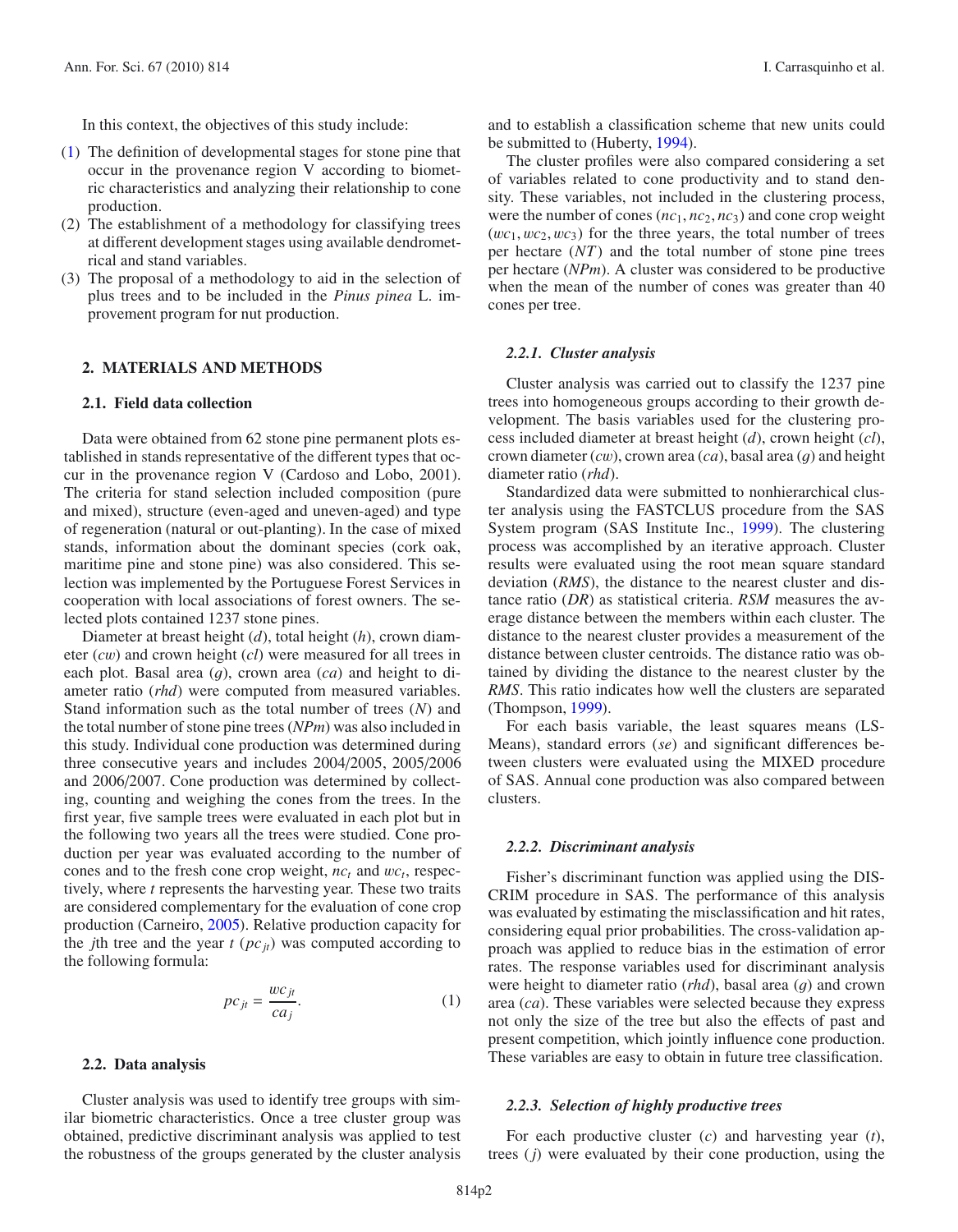In this context, the objectives of this study include:

(1) The definition of developmental stages for stone pine that occur in the provenance region V according to biometric characteristics and analyzing their relationship to cone production.
(2) The establishment of a methodology for classifying trees at different development stages using available dendrometrical and stand variables.
(3) The proposal of a methodology to aid in the selection of plus trees and to be included in the *Pinus pinea* L. improvement program for nut production.

## 2. MATERIALS AND METHODS

### 2.1. Field data collection

Data were obtained from 62 stone pine permanent plots established in stands representative of the different types that occur in the provenance region V (Cardoso and Lobo, 2001). The criteria for stand selection included composition (pure and mixed), structure (even-aged and uneven-aged) and type of regeneration (natural or out-planting). In the case of mixed stands, information about the dominant species (cork oak, maritime pine and stone pine) was also considered. This selection was implemented by the Portuguese Forest Services in cooperation with local associations of forest owners. The selected plots contained 1237 stone pines.

Diameter at breast height ($d$), total height ($h$), crown diameter ($cw$) and crown height ($cl$) were measured for all trees in each plot. Basal area ($g$), crown area ($ca$) and height to diameter ratio ($rhd$) were computed from measured variables. Stand information such as the total number of trees ($N$) and the total number of stone pine trees ($NPm$) was also included in this study. Individual cone production was determined during three consecutive years and includes 2004/2005, 2005/2006 and 2006/2007. Cone production was determined by collecting, counting and weighing the cones from the trees. In the first year, five sample trees were evaluated in each plot but in the following two years all the trees were studied. Cone production per year was evaluated according to the number of cones and to the fresh cone crop weight, $nc_t$ and $wc_t$, respectively, where $t$ represents the harvesting year. These two traits are considered complementary for the evaluation of cone crop production (Carneiro, 2005). Relative production capacity for the $j$th tree and the year $t$ ($pc_{jt}$) was computed according to the following formula:

$$pc_{jt} = \frac{wc_{jt}}{ca_j}. \tag{1}$$

### 2.2. Data analysis

Cluster analysis was used to identify tree groups with similar biometric characteristics. Once a tree cluster group was obtained, predictive discriminant analysis was applied to test the robustness of the groups generated by the cluster analysis and to establish a classification scheme that new units could be submitted to (Huberty, 1994).

The cluster profiles were also compared considering a set of variables related to cone productivity and to stand density. These variables, not included in the clustering process, were the number of cones ($nc_1, nc_2, nc_3$) and cone crop weight ($wc_1, wc_2, wc_3$) for the three years, the total number of trees per hectare ($NT$) and the total number of stone pine trees per hectare ($NPm$). A cluster was considered to be productive when the mean of the number of cones was greater than 40 cones per tree.

#### 2.2.1. Cluster analysis

Cluster analysis was carried out to classify the 1237 pine trees into homogeneous groups according to their growth development. The basis variables used for the clustering process included diameter at breast height ($d$), crown height ($cl$), crown diameter ($cw$), crown area ($ca$), basal area ($g$) and height diameter ratio ($rhd$).

Standardized data were submitted to nonhierarchical cluster analysis using the FASTCLUS procedure from the SAS System program (SAS Institute Inc., 1999). The clustering process was accomplished by an iterative approach. Cluster results were evaluated using the root mean square standard deviation ($RMS$), the distance to the nearest cluster and distance ratio ($DR$) as statistical criteria. $RSM$ measures the average distance between the members within each cluster. The distance to the nearest cluster provides a measurement of the distance between cluster centroids. The distance ratio was obtained by dividing the distance to the nearest cluster by the $RMS$. This ratio indicates how well the clusters are separated (Thompson, 1999).

For each basis variable, the least squares means (LSMeans), standard errors ($se$) and significant differences between clusters were evaluated using the MIXED procedure of SAS. Annual cone production was also compared between clusters.

#### 2.2.2. Discriminant analysis

Fisher's discriminant function was applied using the DISCRIM procedure in SAS. The performance of this analysis was evaluated by estimating the misclassification and hit rates, considering equal prior probabilities. The cross-validation approach was applied to reduce bias in the estimation of error rates. The response variables used for discriminant analysis were height to diameter ratio ($rhd$), basal area ($g$) and crown area ($ca$). These variables were selected because they express not only the size of the tree but also the effects of past and present competition, which jointly influence cone production. These variables are easy to obtain in future tree classification.

#### 2.2.3. Selection of highly productive trees

For each productive cluster ($c$) and harvesting year ($t$), trees ($j$) were evaluated by their cone production, using the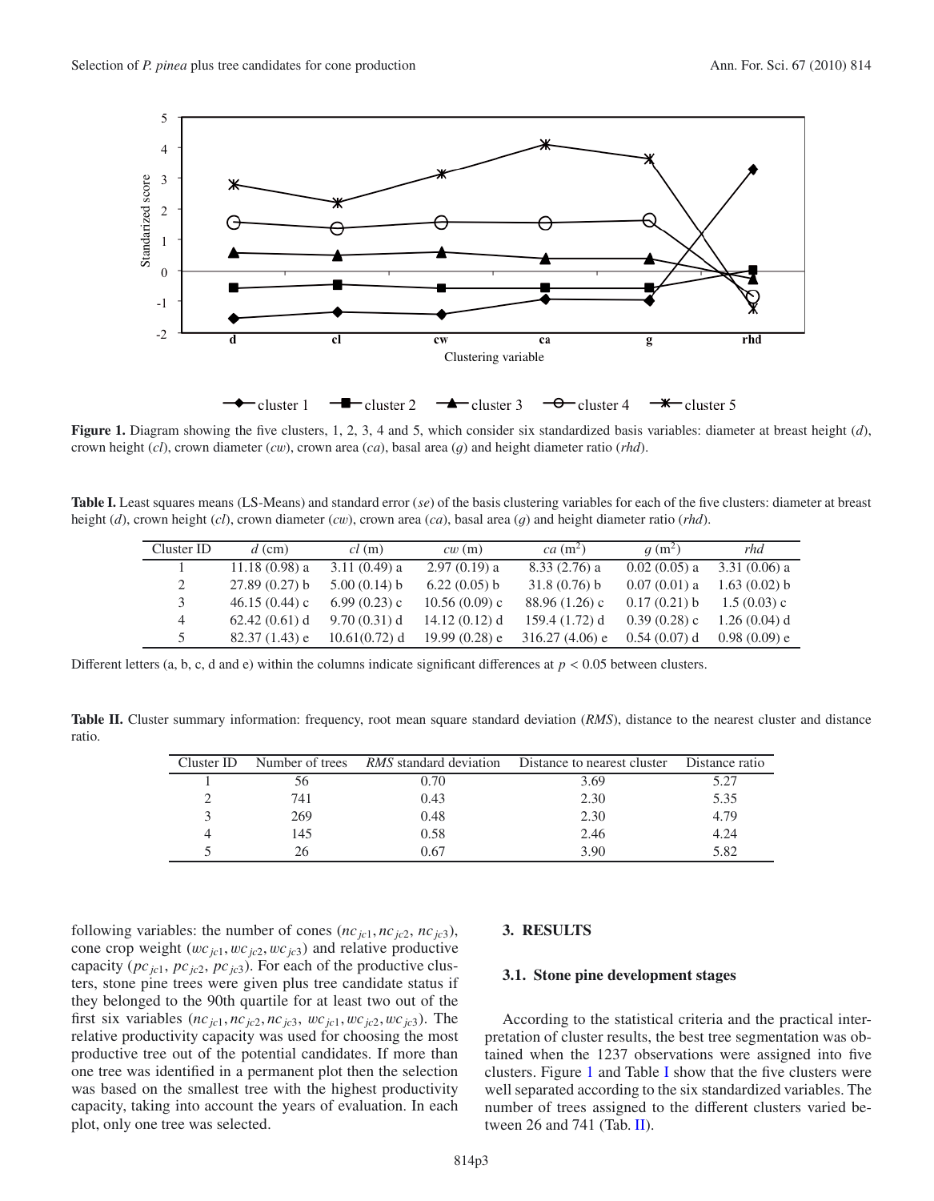5
4
3
2
1
0
-1
-2

Standarized score

d cl cw ca g rhd

Clustering variable

cluster 1 cluster 2 cluster 3 cluster 4 cluster 5

**Figure 1.** Diagram showing the five clusters, 1, 2, 3, 4 and 5, which consider six standardized basis variables: diameter at breast height (*d*), crown height (*cl*), crown diameter (*cw*), crown area (*ca*), basal area (*g*) and height diameter ratio (*rhd*).

**Table I.** Least squares means (LS-Means) and standard error (*se*) of the basis clustering variables for each of the five clusters: diameter at breast height (*d*), crown height (*cl*), crown diameter (*cw*), crown area (*ca*), basal area (*g*) and height diameter ratio (*rhd*).

| Cluster ID | *d* (cm) | *cl* (m) | *cw* (m) | *ca* ($m^2$) | *g* ($m^2$) | *rhd* |
|---|---|---|---|---|---|---|
| 1 | 11.18 (0.98) a | 3.11 (0.49) a | 2.97 (0.19) a | 8.33 (2.76) a | 0.02 (0.05) a | 3.31 (0.06) a |
| 2 | 27.89 (0.27) b | 5.00 (0.14) b | 6.22 (0.05) b | 31.8 (0.76) b | 0.07 (0.01) a | 1.63 (0.02) b |
| 3 | 46.15 (0.44) c | 6.99 (0.23) c | 10.56 (0.09) c | 88.96 (1.26) c | 0.17 (0.21) b | 1.5 (0.03) c |
| 4 | 62.42 (0.61) d | 9.70 (0.31) d | 14.12 (0.12) d | 159.4 (1.72) d | 0.39 (0.28) c | 1.26 (0.04) d |
| 5 | 82.37 (1.43) e | 10.61(0.72) d | 19.99 (0.28) e | 316.27 (4.06) e | 0.54 (0.07) d | 0.98 (0.09) e |

Different letters (a, b, c, d and e) within the columns indicate significant differences at $p < 0.05$ between clusters.

**Table II.** Cluster summary information: frequency, root mean square standard deviation (*RMS*), distance to the nearest cluster and distance ratio.

| Cluster ID | Number of trees | *RMS* standard deviation | Distance to nearest cluster | Distance ratio |
|---|---|---|---|---|
| 1 | 56 | 0.70 | 3.69 | 5.27 |
| 2 | 741 | 0.43 | 2.30 | 5.35 |
| 3 | 269 | 0.48 | 2.30 | 4.79 |
| 4 | 145 | 0.58 | 2.46 | 4.24 |
| 5 | 26 | 0.67 | 3.90 | 5.82 |

following variables: the number of cones ($nc_{jc1}, nc_{jc2}, nc_{jc3}$), cone crop weight ($wc_{jc1}, wc_{jc2}, wc_{jc3}$) and relative productive capacity ($pc_{jc1}, pc_{jc2}, pc_{jc3}$). For each of the productive clusters, stone pine trees were given plus tree candidate status if they belonged to the 90th quartile for at least two out of the first six variables ($nc_{jc1}, nc_{jc2}, nc_{jc3}, wc_{jc1}, wc_{jc2}, wc_{jc3}$). The relative productivity capacity was used for choosing the most productive tree out of the potential candidates. If more than one tree was identified in a permanent plot then the selection was based on the smallest tree with the highest productivity capacity, taking into account the years of evaluation. In each plot, only one tree was selected.

## 3. RESULTS

### 3.1. Stone pine development stages

According to the statistical criteria and the practical interpretation of cluster results, the best tree segmentation was obtained when the 1237 observations were assigned into five clusters. Figure 1 and Table I show that the five clusters were well separated according to the six standardized variables. The number of trees assigned to the different clusters varied between 26 and 741 (Tab. II).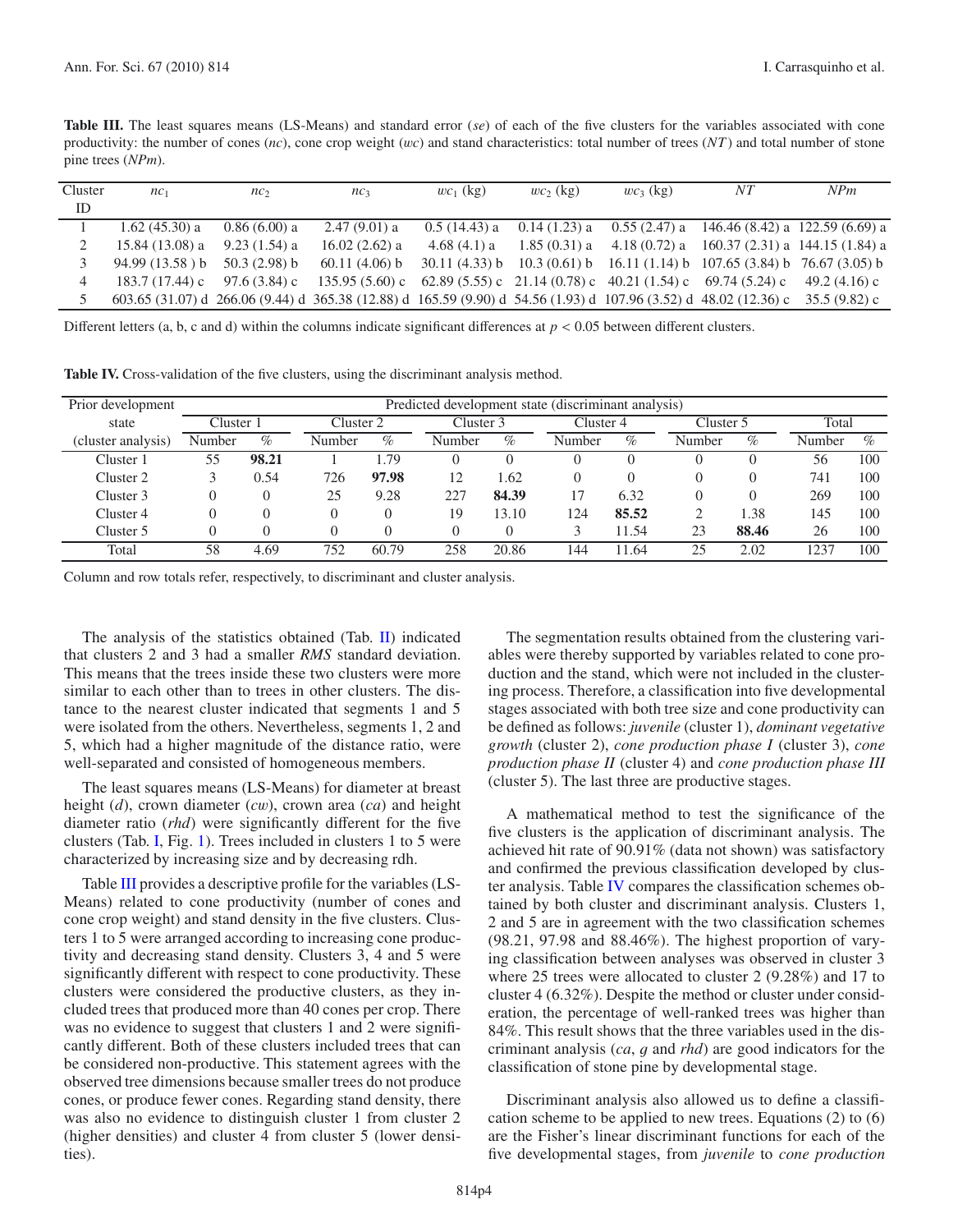**Table III.** The least squares means (LS-Means) and standard error (*se*) of each of the five clusters for the variables associated with cone productivity: the number of cones (*nc*), cone crop weight (*wc*) and stand characteristics: total number of trees (*NT*) and total number of stone pine trees (*NPm*).

| Cluster ID | $nc_1$ | $nc_2$ | $nc_3$ | $wc_1$ (kg) | $wc_2$ (kg) | $wc_3$ (kg) | $NT$ | $NPm$ |
|---|---|---|---|---|---|---|---|---|
| 1 | 1.62 (45.30) a | 0.86 (6.00) a | 2.47 (9.01) a | 0.5 (14.43) a | 0.14 (1.23) a | 0.55 (2.47) a | 146.46 (8.42) a | 122.59 (6.69) a |
| 2 | 15.84 (13.08) a | 9.23 (1.54) a | 16.02 (2.62) a | 4.68 (4.1) a | 1.85 (0.31) a | 4.18 (0.72) a | 160.37 (2.31) a | 144.15 (1.84) a |
| 3 | 94.99 (13.58 ) b | 50.3 (2.98) b | 60.11 (4.06) b | 30.11 (4.33) b | 10.3 (0.61) b | 16.11 (1.14) b | 107.65 (3.84) b | 76.67 (3.05) b |
| 4 | 183.7 (17.44) c | 97.6 (3.84) c | 135.95 (5.60) c | 62.89 (5.55) c | 21.14 (0.78) c | 40.21 (1.54) c | 69.74 (5.24) c | 49.2 (4.16) c |
| 5 | 603.65 (31.07) d | 266.06 (9.44) d | 365.38 (12.88) d | 165.59 (9.90) d | 54.56 (1.93) d | 107.96 (3.52) d | 48.02 (12.36) c | 35.5 (9.82) c |

Different letters (a, b, c and d) within the columns indicate significant differences at $p < 0.05$ between different clusters.

**Table IV.** Cross-validation of the five clusters, using the discriminant analysis method.

| Prior development state (cluster analysis) | Predicted development state (discriminant analysis) | | | | | | | | | | | |
|---|---|---|---|---|---|---|---|---|---|---|---|---|
| | Cluster 1 | | Cluster 2 | | Cluster 3 | | Cluster 4 | | Cluster 5 | | Total | |
| | Number | % | Number | % | Number | % | Number | % | Number | % | Number | % |
| Cluster 1 | 55 | **98.21** | 1 | 1.79 | 0 | 0 | 0 | 0 | 0 | 0 | 56 | 100 |
| Cluster 2 | 3 | 0.54 | 726 | **97.98** | 12 | 1.62 | 0 | 0 | 0 | 0 | 741 | 100 |
| Cluster 3 | 0 | 0 | 25 | 9.28 | 227 | **84.39** | 17 | 6.32 | 0 | 0 | 269 | 100 |
| Cluster 4 | 0 | 0 | 0 | 0 | 19 | 13.10 | 124 | **85.52** | 2 | 1.38 | 145 | 100 |
| Cluster 5 | 0 | 0 | 0 | 0 | 0 | 0 | 3 | 11.54 | 23 | **88.46** | 26 | 100 |
| Total | 58 | 4.69 | 752 | 60.79 | 258 | 20.86 | 144 | 11.64 | 25 | 2.02 | 1237 | 100 |

Column and row totals refer, respectively, to discriminant and cluster analysis.

The analysis of the statistics obtained (Tab. II) indicated that clusters 2 and 3 had a smaller *RMS* standard deviation. This means that the trees inside these two clusters were more similar to each other than to trees in other clusters. The distance to the nearest cluster indicated that segments 1 and 5 were isolated from the others. Nevertheless, segments 1, 2 and 5, which had a higher magnitude of the distance ratio, were well-separated and consisted of homogeneous members.

The least squares means (LS-Means) for diameter at breast height (*d*), crown diameter (*cw*), crown area (*ca*) and height diameter ratio (*rhd*) were significantly different for the five clusters (Tab. I, Fig. 1). Trees included in clusters 1 to 5 were characterized by increasing size and by decreasing rdh.

Table III provides a descriptive profile for the variables (LS-Means) related to cone productivity (number of cones and cone crop weight) and stand density in the five clusters. Clusters 1 to 5 were arranged according to increasing cone productivity and decreasing stand density. Clusters 3, 4 and 5 were significantly different with respect to cone productivity. These clusters were considered the productive clusters, as they included trees that produced more than 40 cones per crop. There was no evidence to suggest that clusters 1 and 2 were significantly different. Both of these clusters included trees that can be considered non-productive. This statement agrees with the observed tree dimensions because smaller trees do not produce cones, or produce fewer cones. Regarding stand density, there was also no evidence to distinguish cluster 1 from cluster 2 (higher densities) and cluster 4 from cluster 5 (lower densities).

The segmentation results obtained from the clustering variables were thereby supported by variables related to cone production and the stand, which were not included in the clustering process. Therefore, a classification into five developmental stages associated with both tree size and cone productivity can be defined as follows: *juvenile* (cluster 1), *dominant vegetative growth* (cluster 2), *cone production phase I* (cluster 3), *cone production phase II* (cluster 4) and *cone production phase III* (cluster 5). The last three are productive stages.

A mathematical method to test the significance of the five clusters is the application of discriminant analysis. The achieved hit rate of 90.91% (data not shown) was satisfactory and confirmed the previous classification developed by cluster analysis. Table IV compares the classification schemes obtained by both cluster and discriminant analysis. Clusters 1, 2 and 5 are in agreement with the two classification schemes (98.21, 97.98 and 88.46%). The highest proportion of varying classification between analyses was observed in cluster 3 where 25 trees were allocated to cluster 2 (9.28%) and 17 to cluster 4 (6.32%). Despite the method or cluster under consideration, the percentage of well-ranked trees was higher than 84%. This result shows that the three variables used in the discriminant analysis (*ca*, *g* and *rhd*) are good indicators for the classification of stone pine by developmental stage.

Discriminant analysis also allowed us to define a classification scheme to be applied to new trees. Equations (2) to (6) are the Fisher's linear discriminant functions for each of the five developmental stages, from *juvenile* to *cone production*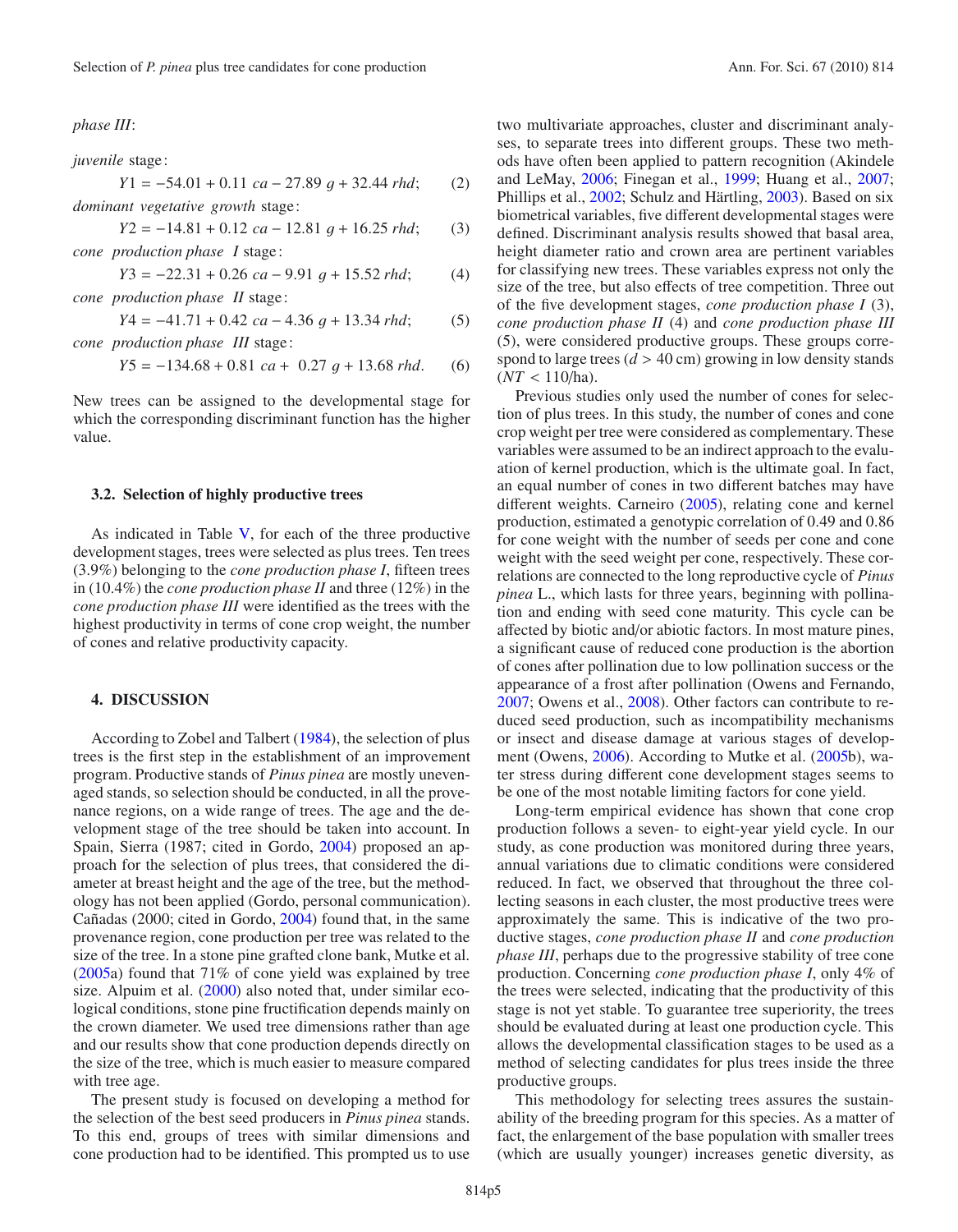*phase III*:

*juvenile* stage:

$$Y1 = -54.01 + 0.11\ ca - 27.89\ g + 32.44\ rhd; \quad (2)$$

*dominant vegetative growth* stage:

$$Y2 = -14.81 + 0.12\ ca - 12.81\ g + 16.25\ rhd; \quad (3)$$

*cone production phase I* stage:

$$Y3 = -22.31 + 0.26\ ca - 9.91\ g + 15.52\ rhd; \quad (4)$$

*cone production phase II* stage:

$$Y4 = -41.71 + 0.42\ ca - 4.36\ g + 13.34\ rhd; \quad (5)$$

*cone production phase III* stage:

$$Y5 = -134.68 + 0.81\ ca + 0.27\ g + 13.68\ rhd. \quad (6)$$

New trees can be assigned to the developmental stage for which the corresponding discriminant function has the higher value.

### 3.2. Selection of highly productive trees

As indicated in Table V, for each of the three productive development stages, trees were selected as plus trees. Ten trees (3.9%) belonging to the *cone production phase I*, fifteen trees in (10.4%) the *cone production phase II* and three (12%) in the *cone production phase III* were identified as the trees with the highest productivity in terms of cone crop weight, the number of cones and relative productivity capacity.

## 4. DISCUSSION

According to Zobel and Talbert (1984), the selection of plus trees is the first step in the establishment of an improvement program. Productive stands of *Pinus pinea* are mostly uneven-aged stands, so selection should be conducted, in all the provenance regions, on a wide range of trees. The age and the development stage of the tree should be taken into account. In Spain, Sierra (1987; cited in Gordo, 2004) proposed an approach for the selection of plus trees, that considered the diameter at breast height and the age of the tree, but the methodology has not been applied (Gordo, personal communication). Cañadas (2000; cited in Gordo, 2004) found that, in the same provenance region, cone production per tree was related to the size of the tree. In a stone pine grafted clone bank, Mutke et al. (2005a) found that 71% of cone yield was explained by tree size. Alpuim et al. (2000) also noted that, under similar ecological conditions, stone pine fructification depends mainly on the crown diameter. We used tree dimensions rather than age and our results show that cone production depends directly on the size of the tree, which is much easier to measure compared with tree age.

The present study is focused on developing a method for the selection of the best seed producers in *Pinus pinea* stands. To this end, groups of trees with similar dimensions and cone production had to be identified. This prompted us to use two multivariate approaches, cluster and discriminant analyses, to separate trees into different groups. These two methods have often been applied to pattern recognition (Akindele and LeMay, 2006; Finegan et al., 1999; Huang et al., 2007; Phillips et al., 2002; Schulz and Härtling, 2003). Based on six biometrical variables, five different developmental stages were defined. Discriminant analysis results showed that basal area, height diameter ratio and crown area are pertinent variables for classifying new trees. These variables express not only the size of the tree, but also effects of tree competition. Three out of the five development stages, *cone production phase I* (3), *cone production phase II* (4) and *cone production phase III* (5), were considered productive groups. These groups correspond to large trees ($d > 40$ cm) growing in low density stands ($NT < 110$/ha).

Previous studies only used the number of cones for selection of plus trees. In this study, the number of cones and cone crop weight per tree were considered as complementary. These variables were assumed to be an indirect approach to the evaluation of kernel production, which is the ultimate goal. In fact, an equal number of cones in two different batches may have different weights. Carneiro (2005), relating cone and kernel production, estimated a genotypic correlation of 0.49 and 0.86 for cone weight with the number of seeds per cone and cone weight with the seed weight per cone, respectively. These correlations are connected to the long reproductive cycle of *Pinus pinea* L., which lasts for three years, beginning with pollination and ending with seed cone maturity. This cycle can be affected by biotic and/or abiotic factors. In most mature pines, a significant cause of reduced cone production is the abortion of cones after pollination due to low pollination success or the appearance of a frost after pollination (Owens and Fernando, 2007; Owens et al., 2008). Other factors can contribute to reduced seed production, such as incompatibility mechanisms or insect and disease damage at various stages of development (Owens, 2006). According to Mutke et al. (2005b), water stress during different cone development stages seems to be one of the most notable limiting factors for cone yield.

Long-term empirical evidence has shown that cone crop production follows a seven- to eight-year yield cycle. In our study, as cone production was monitored during three years, annual variations due to climatic conditions were considered reduced. In fact, we observed that throughout the three collecting seasons in each cluster, the most productive trees were approximately the same. This is indicative of the two productive stages, *cone production phase II* and *cone production phase III*, perhaps due to the progressive stability of tree cone production. Concerning *cone production phase I*, only 4% of the trees were selected, indicating that the productivity of this stage is not yet stable. To guarantee tree superiority, the trees should be evaluated during at least one production cycle. This allows the developmental classification stages to be used as a method of selecting candidates for plus trees inside the three productive groups.

This methodology for selecting trees assures the sustainability of the breeding program for this species. As a matter of fact, the enlargement of the base population with smaller trees (which are usually younger) increases genetic diversity, as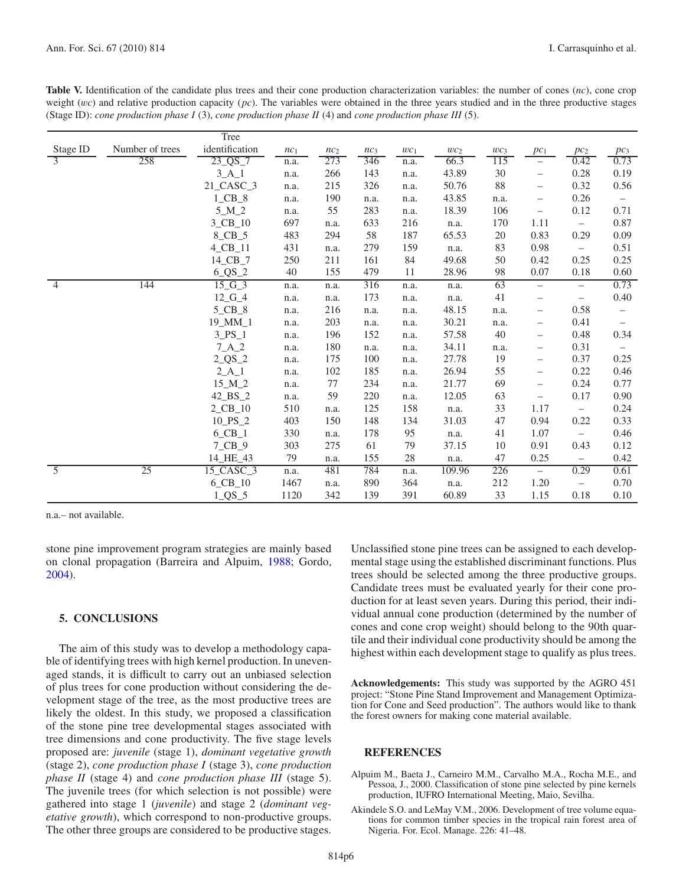**Table V.** Identification of the candidate plus trees and their cone production characterization variables: the number of cones (*nc*), cone crop weight (*wc*) and relative production capacity (*pc*). The variables were obtained in the three years studied and in the three productive stages (Stage ID): *cone production phase I* (3), *cone production phase II* (4) and *cone production phase III* (5).

| Stage ID | Number of trees | Tree identification | $nc_1$ | $nc_2$ | $nc_3$ | $wc_1$ | $wc_2$ | $wc_3$ | $pc_1$ | $pc_2$ | $pc_3$ |
|---|---|---|---|---|---|---|---|---|---|---|---|
| 3 | 258 | 23_QS_7 | n.a. | 273 | 346 | n.a. | 66.3 | 115 | – | 0.42 | 0.73 |
| | | 3_A_1 | n.a. | 266 | 143 | n.a. | 43.89 | 30 | – | 0.28 | 0.19 |
| | | 21_CASC_3 | n.a. | 215 | 326 | n.a. | 50.76 | 88 | – | 0.32 | 0.56 |
| | | 1_CB_8 | n.a. | 190 | n.a. | n.a. | 43.85 | n.a. | – | 0.26 | – |
| | | 5_M_2 | n.a. | 55 | 283 | n.a. | 18.39 | 106 | – | 0.12 | 0.71 |
| | | 3_CB_10 | 697 | n.a. | 633 | 216 | n.a. | 170 | 1.11 | – | 0.87 |
| | | 8_CB_5 | 483 | 294 | 58 | 187 | 65.53 | 20 | 0.83 | 0.29 | 0.09 |
| | | 4_CB_11 | 431 | n.a. | 279 | 159 | n.a. | 83 | 0.98 | – | 0.51 |
| | | 14_CB_7 | 250 | 211 | 161 | 84 | 49.68 | 50 | 0.42 | 0.25 | 0.25 |
| | | 6_QS_2 | 40 | 155 | 479 | 11 | 28.96 | 98 | 0.07 | 0.18 | 0.60 |
| 4 | 144 | 15_G_3 | n.a. | n.a. | 316 | n.a. | n.a. | 63 | – | – | 0.73 |
| | | 12_G_4 | n.a. | n.a. | 173 | n.a. | n.a. | 41 | – | – | 0.40 |
| | | 5_CB_8 | n.a. | 216 | n.a. | n.a. | 48.15 | n.a. | – | 0.58 | – |
| | | 19_MM_1 | n.a. | 203 | n.a. | n.a. | 30.21 | n.a. | – | 0.41 | – |
| | | 3_PS_1 | n.a. | 196 | 152 | n.a. | 57.58 | 40 | – | 0.48 | 0.34 |
| | | 7_A_2 | n.a. | 180 | n.a. | n.a. | 34.11 | n.a. | – | 0.31 | – |
| | | 2_QS_2 | n.a. | 175 | 100 | n.a. | 27.78 | 19 | – | 0.37 | 0.25 |
| | | 2_A_1 | n.a. | 102 | 185 | n.a. | 26.94 | 55 | – | 0.22 | 0.46 |
| | | 15_M_2 | n.a. | 77 | 234 | n.a. | 21.77 | 69 | – | 0.24 | 0.77 |
| | | 42_BS_2 | n.a. | 59 | 220 | n.a. | 12.05 | 63 | – | 0.17 | 0.90 |
| | | 2_CB_10 | 510 | n.a. | 125 | 158 | n.a. | 33 | 1.17 | – | 0.24 |
| | | 10_PS_2 | 403 | 150 | 148 | 134 | 31.03 | 47 | 0.94 | 0.22 | 0.33 |
| | | 6_CB_1 | 330 | n.a. | 178 | 95 | n.a. | 41 | 1.07 | – | 0.46 |
| | | 7_CB_9 | 303 | 275 | 61 | 79 | 37.15 | 10 | 0.91 | 0.43 | 0.12 |
| | | 14_HE_43 | 79 | n.a. | 155 | 28 | n.a. | 47 | 0.25 | – | 0.42 |
| 5 | 25 | 15_CASC_3 | n.a. | 481 | 784 | n.a. | 109.96 | 226 | – | 0.29 | 0.61 |
| | | 6_CB_10 | 1467 | n.a. | 890 | 364 | n.a. | 212 | 1.20 | – | 0.70 |
| | | 1_QS_5 | 1120 | 342 | 139 | 391 | 60.89 | 33 | 1.15 | 0.18 | 0.10 |

n.a.– not available.

stone pine improvement program strategies are mainly based on clonal propagation (Barreira and Alpuim, 1988; Gordo, 2004).

## 5. CONCLUSIONS

The aim of this study was to develop a methodology capable of identifying trees with high kernel production. In unevenaged stands, it is difficult to carry out an unbiased selection of plus trees for cone production without considering the development stage of the tree, as the most productive trees are likely the oldest. In this study, we proposed a classification of the stone pine tree developmental stages associated with tree dimensions and cone productivity. The five stage levels proposed are: *juvenile* (stage 1), *dominant vegetative growth* (stage 2), *cone production phase I* (stage 3), *cone production phase II* (stage 4) and *cone production phase III* (stage 5). The juvenile trees (for which selection is not possible) were gathered into stage 1 (*juvenile*) and stage 2 (*dominant vegetative growth*), which correspond to non-productive groups. The other three groups are considered to be productive stages. Unclassified stone pine trees can be assigned to each developmental stage using the established discriminant functions. Plus trees should be selected among the three productive groups. Candidate trees must be evaluated yearly for their cone production for at least seven years. During this period, their individual annual cone production (determined by the number of cones and cone crop weight) should belong to the 90th quartile and their individual cone productivity should be among the highest within each development stage to qualify as plus trees.

**Acknowledgements:** This study was supported by the AGRO 451 project: "Stone Pine Stand Improvement and Management Optimization for Cone and Seed production". The authors would like to thank the forest owners for making cone material available.

## REFERENCES

Alpuim M., Baeta J., Carneiro M.M., Carvalho M.A., Rocha M.E., and Pessoa, J., 2000. Classification of stone pine selected by pine kernels production, IUFRO International Meeting, Maio, Sevilha.

Akindele S.O. and LeMay V.M., 2006. Development of tree volume equations for common timber species in the tropical rain forest area of Nigeria. For. Ecol. Manage. 226: 41–48.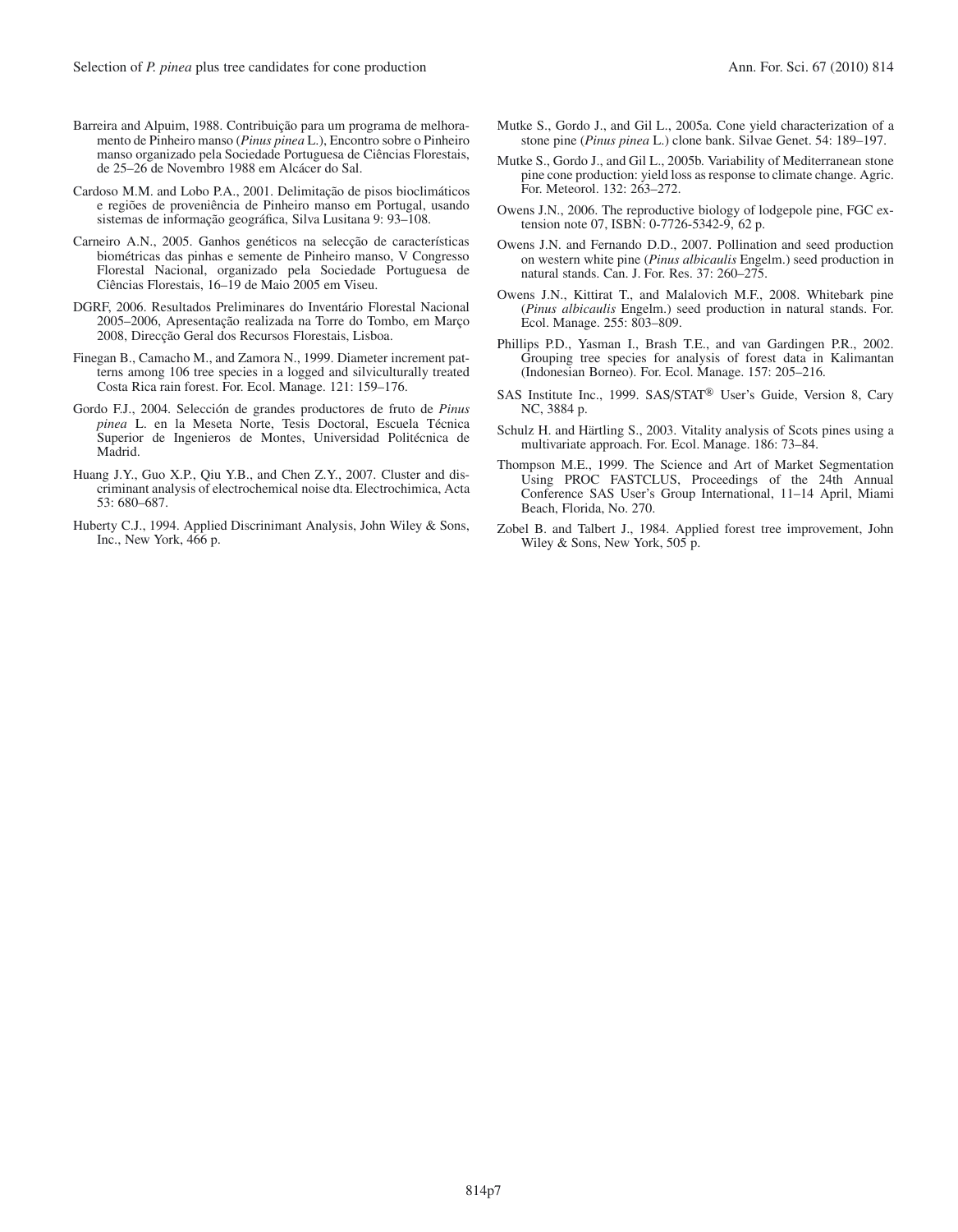Barreira and Alpuim, 1988. Contribuição para um programa de melhoramento de Pinheiro manso (*Pinus pinea* L.), Encontro sobre o Pinheiro manso organizado pela Sociedade Portuguesa de Ciências Florestais, de 25–26 de Novembro 1988 em Alcácer do Sal.

Cardoso M.M. and Lobo P.A., 2001. Delimitação de pisos bioclimáticos e regiões de proveniência de Pinheiro manso em Portugal, usando sistemas de informação geográfica, Silva Lusitana 9: 93–108.

Carneiro A.N., 2005. Ganhos genéticos na selecção de características biométricas das pinhas e semente de Pinheiro manso, V Congresso Florestal Nacional, organizado pela Sociedade Portuguesa de Ciências Florestais, 16–19 de Maio 2005 em Viseu.

DGRF, 2006. Resultados Preliminares do Inventário Florestal Nacional 2005–2006, Apresentação realizada na Torre do Tombo, em Março 2008, Direcção Geral dos Recursos Florestais, Lisboa.

Finegan B., Camacho M., and Zamora N., 1999. Diameter increment patterns among 106 tree species in a logged and silviculturally treated Costa Rica rain forest. For. Ecol. Manage. 121: 159–176.

Gordo F.J., 2004. Selección de grandes productores de fruto de *Pinus pinea* L. en la Meseta Norte, Tesis Doctoral, Escuela Técnica Superior de Ingenieros de Montes, Universidad Politécnica de Madrid.

Huang J.Y., Guo X.P., Qiu Y.B., and Chen Z.Y., 2007. Cluster and discriminant analysis of electrochemical noise dta. Electrochimica, Acta 53: 680–687.

Huberty C.J., 1994. Applied Discrinimant Analysis, John Wiley & Sons, Inc., New York, 466 p.

Mutke S., Gordo J., and Gil L., 2005a. Cone yield characterization of a stone pine (*Pinus pinea* L.) clone bank. Silvae Genet. 54: 189–197.

Mutke S., Gordo J., and Gil L., 2005b. Variability of Mediterranean stone pine cone production: yield loss as response to climate change. Agric. For. Meteorol. 132: 263–272.

Owens J.N., 2006. The reproductive biology of lodgepole pine, FGC extension note 07, ISBN: 0-7726-5342-9, 62 p.

Owens J.N. and Fernando D.D., 2007. Pollination and seed production on western white pine (*Pinus albicaulis* Engelm.) seed production in natural stands. Can. J. For. Res. 37: 260–275.

Owens J.N., Kittirat T., and Malalovich M.F., 2008. Whitebark pine (*Pinus albicaulis* Engelm.) seed production in natural stands. For. Ecol. Manage. 255: 803–809.

Phillips P.D., Yasman I., Brash T.E., and van Gardingen P.R., 2002. Grouping tree species for analysis of forest data in Kalimantan (Indonesian Borneo). For. Ecol. Manage. 157: 205–216.

SAS Institute Inc., 1999. SAS/STAT® User's Guide, Version 8, Cary NC, 3884 p.

Schulz H. and Härtling S., 2003. Vitality analysis of Scots pines using a multivariate approach. For. Ecol. Manage. 186: 73–84.

Thompson M.E., 1999. The Science and Art of Market Segmentation Using PROC FASTCLUS, Proceedings of the 24th Annual Conference SAS User's Group International, 11–14 April, Miami Beach, Florida, No. 270.

Zobel B. and Talbert J., 1984. Applied forest tree improvement, John Wiley & Sons, New York, 505 p.